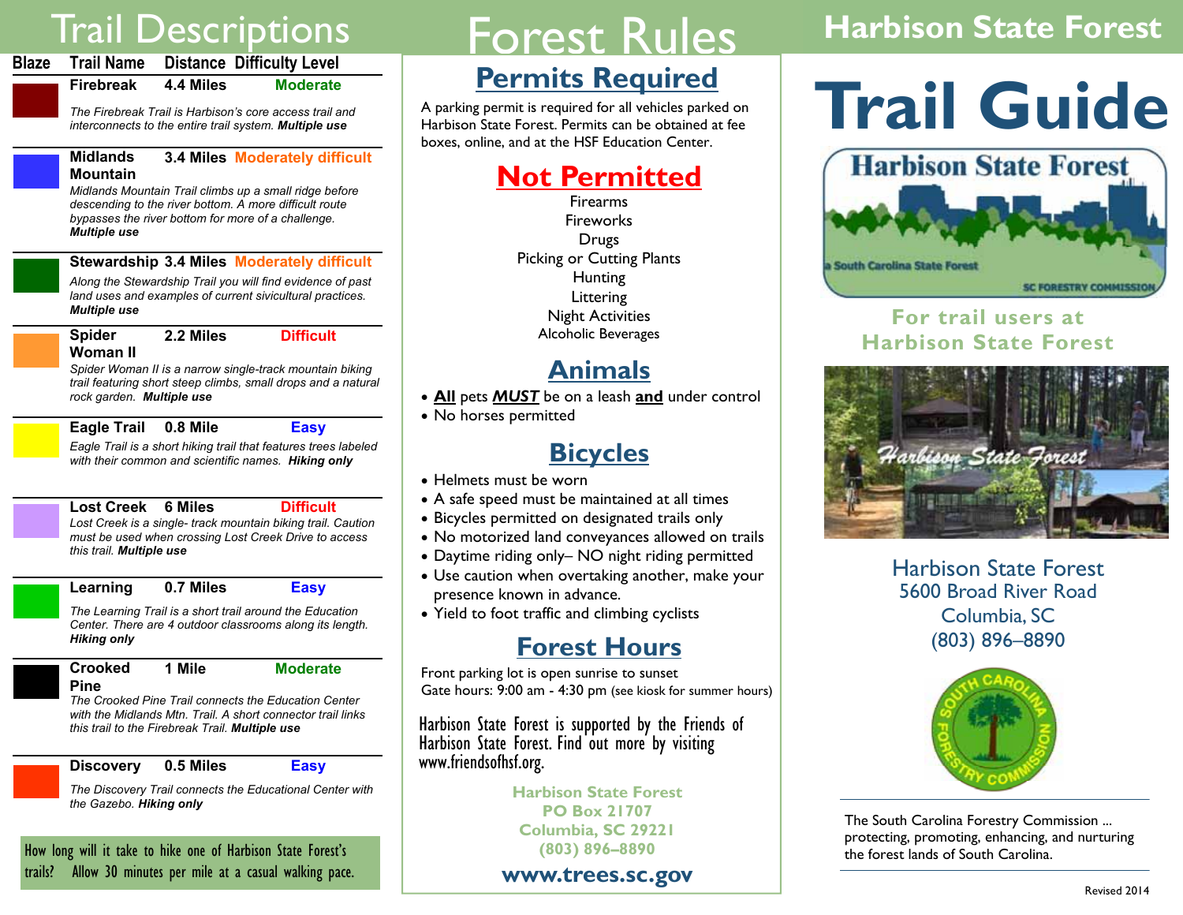# Trail Descriptions

| Blaze | Trail Name | Distance | Difficulty Level |
|---|---|---|---|
| | **Firebreak** | **4.4 Miles** | **Moderate** |
| | *The Firebreak Trail is Harbison's core access trail and interconnects to the entire trail system.* ***Multiple use*** | | |
| | **Midlands Mountain** | **3.4 Miles** | **Moderately difficult** |
| | *Midlands Mountain Trail climbs up a small ridge before descending to the river bottom. A more difficult route bypasses the river bottom for more of a challenge.* ***Multiple use*** | | |
| | **Stewardship** | **3.4 Miles** | **Moderately difficult** |
| | *Along the Stewardship Trail you will find evidence of past land uses and examples of current sivicultural practices.* ***Multiple use*** | | |
| | **Spider Woman II** | **2.2 Miles** | **Difficult** |
| | *Spider Woman II is a narrow single-track mountain biking trail featuring short steep climbs, small drops and a natural rock garden.* ***Multiple use*** | | |
| | **Eagle Trail** | **0.8 Mile** | **Easy** |
| | *Eagle Trail is a short hiking trail that features trees labeled with their common and scientific names.* ***Hiking only*** | | |
| | **Lost Creek** | **6 Miles** | **Difficult** |
| | *Lost Creek is a single- track mountain biking trail. Caution must be used when crossing Lost Creek Drive to access this trail.* ***Multiple use*** | | |
| | **Learning** | **0.7 Miles** | **Easy** |
| | *The Learning Trail is a short trail around the Education Center. There are 4 outdoor classrooms along its length.* ***Hiking only*** | | |
| | **Crooked Pine** | **1 Mile** | **Moderate** |
| | *The Crooked Pine Trail connects the Education Center with the Midlands Mtn. Trail. A short connector trail links this trail to the Firebreak Trail.* ***Multiple use*** | | |
| | **Discovery** | **0.5 Miles** | **Easy** |
| | *The Discovery Trail connects the Educational Center with the Gazebo.* ***Hiking only*** | | |

How long will it take to hike one of Harbison State Forest's trails? Allow 30 minutes per mile at a casual walking pace.

# Forest Rules

## Permits Required

A parking permit is required for all vehicles parked on Harbison State Forest. Permits can be obtained at fee boxes, online, and at the HSF Education Center.

## Not Permitted

Firearms
Fireworks
Drugs
Picking or Cutting Plants
Hunting
Littering
Night Activities
Alcoholic Beverages

## Animals

- **All** pets ***MUST*** be on a leash **and** under control
- No horses permitted

## Bicycles

- Helmets must be worn
- A safe speed must be maintained at all times
- Bicycles permitted on designated trails only
- No motorized land conveyances allowed on trails
- Daytime riding only– NO night riding permitted
- Use caution when overtaking another, make your presence known in advance.
- Yield to foot traffic and climbing cyclists

## Forest Hours

Front parking lot is open sunrise to sunset
Gate hours: 9:00 am - 4:30 pm (see kiosk for summer hours)

Harbison State Forest is supported by the Friends of Harbison State Forest. Find out more by visiting www.friendsofhsf.org.

**Harbison State Forest**
**PO Box 21707**
**Columbia, SC 29221**
**(803) 896–8890**

**www.trees.sc.gov**

# Harbison State Forest

# Trail Guide

Harbison State Forest
a South Carolina State Forest
SC FORESTRY COMMISSION

**For trail users at Harbison State Forest**

Harbison State Forest
5600 Broad River Road
Columbia, SC
(803) 896–8890

South Carolina Forestry Commission

The South Carolina Forestry Commission ... protecting, promoting, enhancing, and nurturing the forest lands of South Carolina.

Revised 2014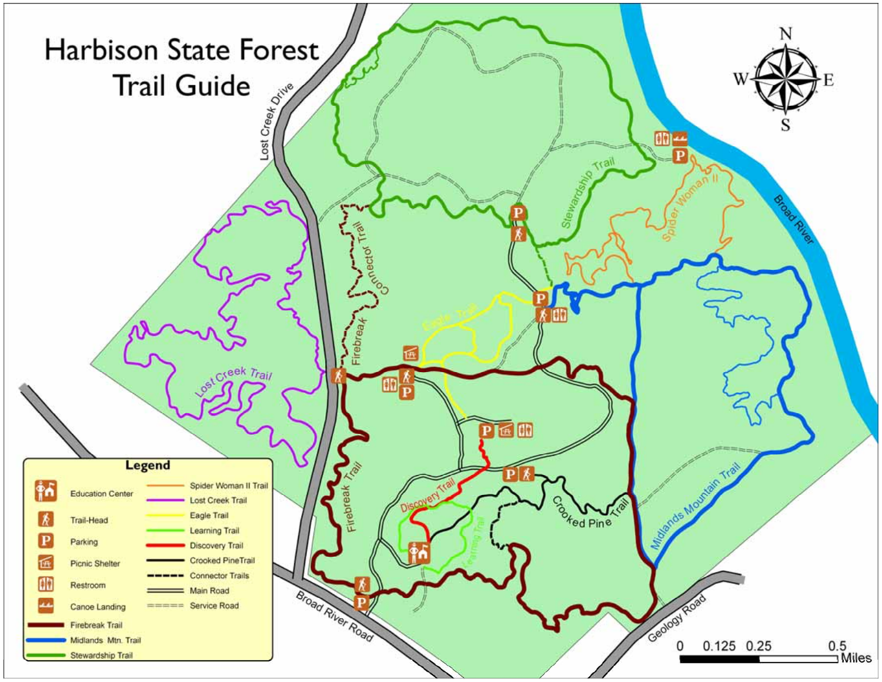# Harbison State Forest Trail Guide

Lost Creek Drive

Broad River

Broad River Road

Geology Road

N
W
E
S

Stewardship Trail

Spider Woman II

Connector Trail

Firebreak

Eagle Trail

Lost Creek Trail

Firebreak Trail

Discovery Trail

Learning Trail

Crooked Pine Trail

Midlands Mountain Trail

**Legend**

Education Center

Trail-Head

Parking

Picnic Shelter

Restroom

Canoe Landing

Firebreak Trail

Midlands Mtn. Trail

Stewardship Trail

Spider Woman II Trail

Lost Creek Trail

Eagle Trail

Learning Trail

Discovery Trail

Crooked PineTrail

Connector Trails

Main Road

Service Road

0 0.125 0.25 0.5 Miles